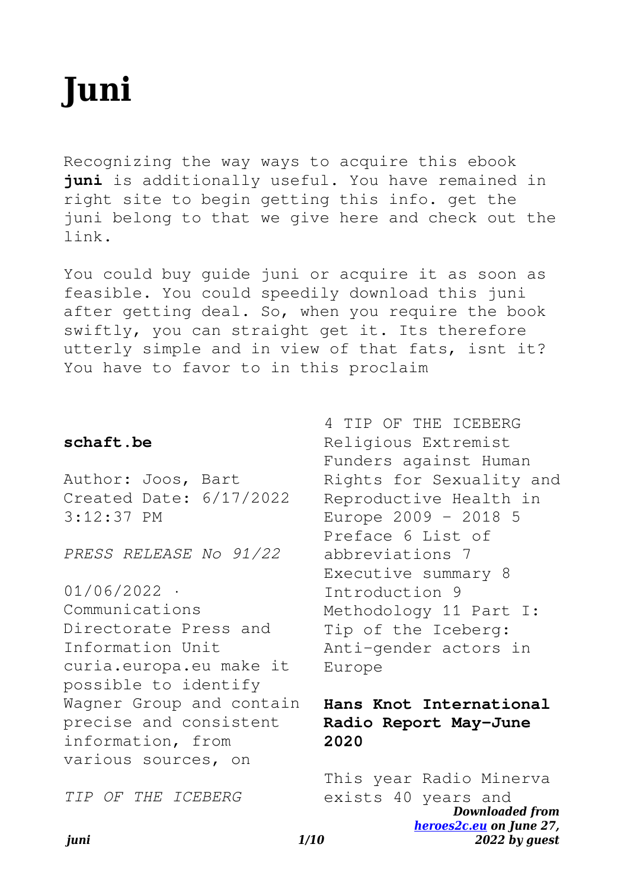# Juni

Recognizing the way ways to acquire this ebook **juni** is additionally useful. You have remained in right site to begin getting this info. get the juni belong to that we give here and check out the link.

You could buy guide juni or acquire it as soon as feasible. You could speedily download this juni after getting deal. So, when you require the book swiftly, you can straight get it. Its therefore utterly simple and in view of that fats, isnt it? You have to favor to in this proclaim

### schaft.be

Author: Joos, Bart Created Date: 6/17/2022 3:12:37 PM

*PRESS RELEASE No 91/22*

01/06/2022 · Communications Directorate Press and Information Unit curia.europa.eu make it possible to identify Wagner Group and contain precise and consistent information, from various sources, on

*TIP OF THE ICEBERG*

4 TIP OF THE ICEBERG Religious Extremist Funders against Human Rights for Sexuality and Reproductive Health in Europe 2009 - 2018 5 Preface 6 List of abbreviations 7 Executive summary 8 Introduction 9 Methodology 11 Part I: Tip of the Iceberg: Anti-gender actors in Europe

### Hans Knot International Radio Report May-June 2020

This year Radio Minerva exists 40 years and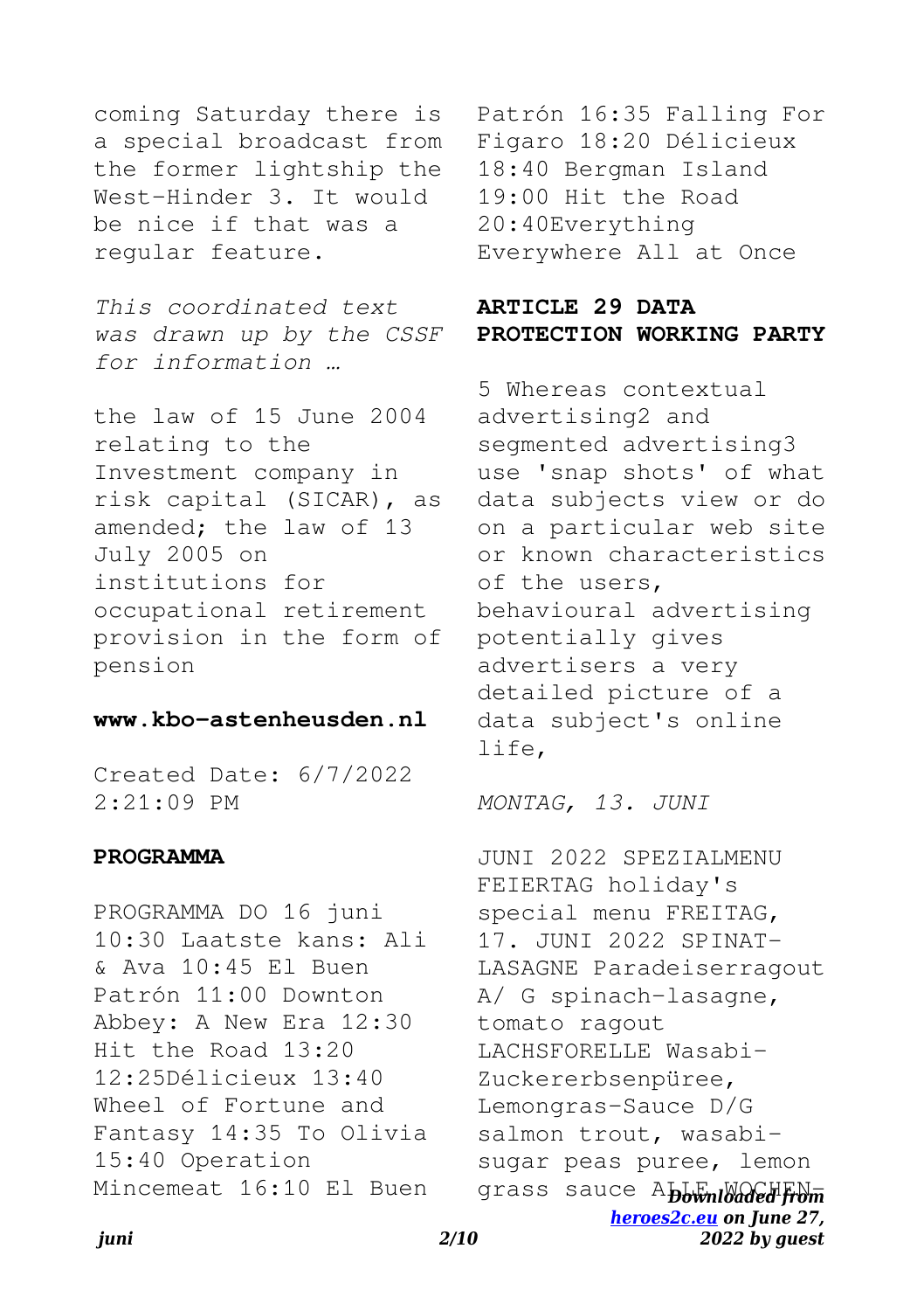coming Saturday there is a special broadcast from the former lightship the West-Hinder 3. It would be nice if that was a regular feature.

*This coordinated text was drawn up by the CSSF for information …*

the law of 15 June 2004 relating to the Investment company in risk capital (SICAR), as amended; the law of 13 July 2005 on institutions for occupational retirement provision in the form of pension

## www.kbo-astenheusden.nl

Created Date: 6/7/2022 2:21:09 PM

## PROGRAMMA

PROGRAMMA DO 16 juni 10:30 Laatste kans: Ali & Ava 10:45 El Buen Patrón 11:00 Downton Abbey: A New Era 12:30 Hit the Road 13:20 12:25Délicieux 13:40 Wheel of Fortune and Fantasy 14:35 To Olivia 15:40 Operation Mincemeat 16:10 El Buen Patrón 16:35 Falling For Figaro 18:20 Délicieux 18:40 Bergman Island 19:00 Hit the Road 20:40Everything Everywhere All at Once

## ARTICLE 29 DATA PROTECTION WORKING PARTY

5 Whereas contextual advertising2 and segmented advertising3 use 'snap shots' of what data subjects view or do on a particular web site or known characteristics of the users, behavioural advertising potentially gives advertisers a very detailed picture of a data subject's online life,

*MONTAG, 13. JUNI*

JUNI 2022 SPEZIALMENU FEIERTAG holiday's special menu FREITAG, 17. JUNI 2022 SPINAT-LASAGNE Paradeiserragout A/ G spinach-lasagne, tomato ragout LACHSFORELLE Wasabi-Zuckererbsenpüree, Lemongras-Sauce D/G salmon trout, wasabi-sugar peas puree, lemon grass sauce ALLE WOCHEN-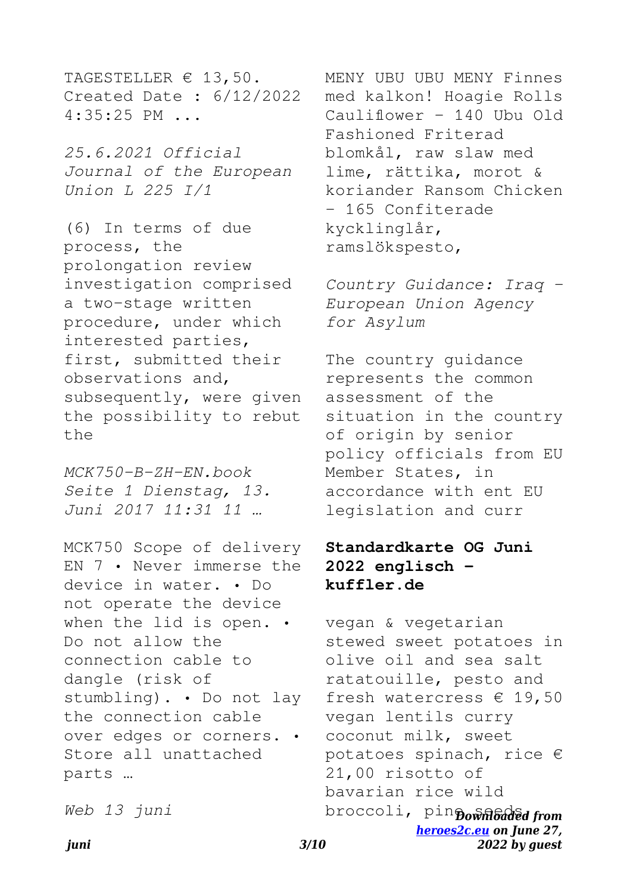TAGESTELLER € 13,50. Created Date : 6/12/2022 4:35:25 PM ...

*25.6.2021 Official Journal of the European Union L 225 I/1*

(6) In terms of due process, the prolongation review investigation comprised a two-stage written procedure, under which interested parties, first, submitted their observations and, subsequently, were given the possibility to rebut the

*MCK750-B-ZH-EN.book Seite 1 Dienstag, 13. Juni 2017 11:31 11 …*

MCK750 Scope of delivery EN 7 • Never immerse the device in water. • Do not operate the device when the lid is open. • Do not allow the connection cable to dangle (risk of stumbling). • Do not lay the connection cable over edges or corners. • Store all unattached parts …

*Web 13 juni*

MENY UBU UBU MENY Finnes med kalkon! Hoagie Rolls Cauliflower - 140 Ubu Old Fashioned Friterad blomkål, raw slaw med lime, rättika, morot & koriander Ransom Chicken - 165 Confiterade kycklinglår, ramslökspesto,

*Country Guidance: Iraq - European Union Agency for Asylum*

The country guidance represents the common assessment of the situation in the country of origin by senior policy officials from EU Member States, in accordance with ent EU legislation and curr

**Standardkarte OG Juni 2022 englisch - kuffler.de**

vegan & vegetarian stewed sweet potatoes in olive oil and sea salt ratatouille, pesto and fresh watercress € 19,50 vegan lentils curry coconut milk, sweet potatoes spinach, rice € 21,00 risotto of bavarian rice wild broccoli, pine seeds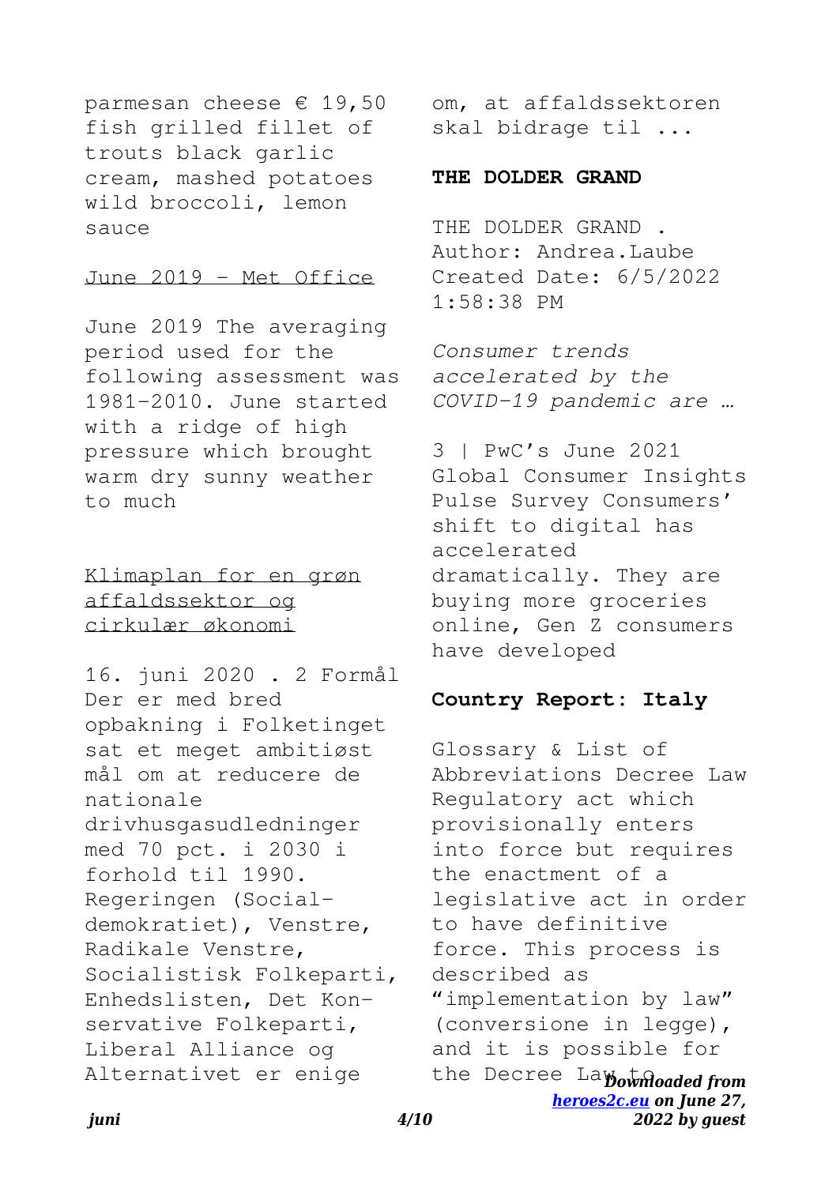parmesan cheese € 19,50 fish grilled fillet of trouts black garlic cream, mashed potatoes wild broccoli, lemon sauce

June 2019 - Met Office

June 2019 The averaging period used for the following assessment was 1981-2010. June started with a ridge of high pressure which brought warm dry sunny weather to much

Klimaplan for en grøn affaldssektor og cirkulær økonomi

16. juni 2020 . 2 Formål Der er med bred opbakning i Folketinget sat et meget ambitiøst mål om at reducere de nationale drivhusgasudledninger med 70 pct. i 2030 i forhold til 1990. Regeringen (Social-demokratiet), Venstre, Radikale Venstre, Socialistisk Folkeparti, Enhedslisten, Det Kon-servative Folkeparti, Liberal Alliance og Alternativet er enige om, at affaldssektoren skal bidrage til ...

**THE DOLDER GRAND**

THE DOLDER GRAND . Author: Andrea.Laube Created Date: 6/5/2022 1:58:38 PM

*Consumer trends accelerated by the COVID-19 pandemic are …*

3 | PwC's June 2021 Global Consumer Insights Pulse Survey Consumers' shift to digital has accelerated dramatically. They are buying more groceries online, Gen Z consumers have developed

**Country Report: Italy**

Glossary & List of Abbreviations Decree Law Regulatory act which provisionally enters into force but requires the enactment of a legislative act in order to have definitive force. This process is described as "implementation by law" (conversione in legge), and it is possible for the Decree Law to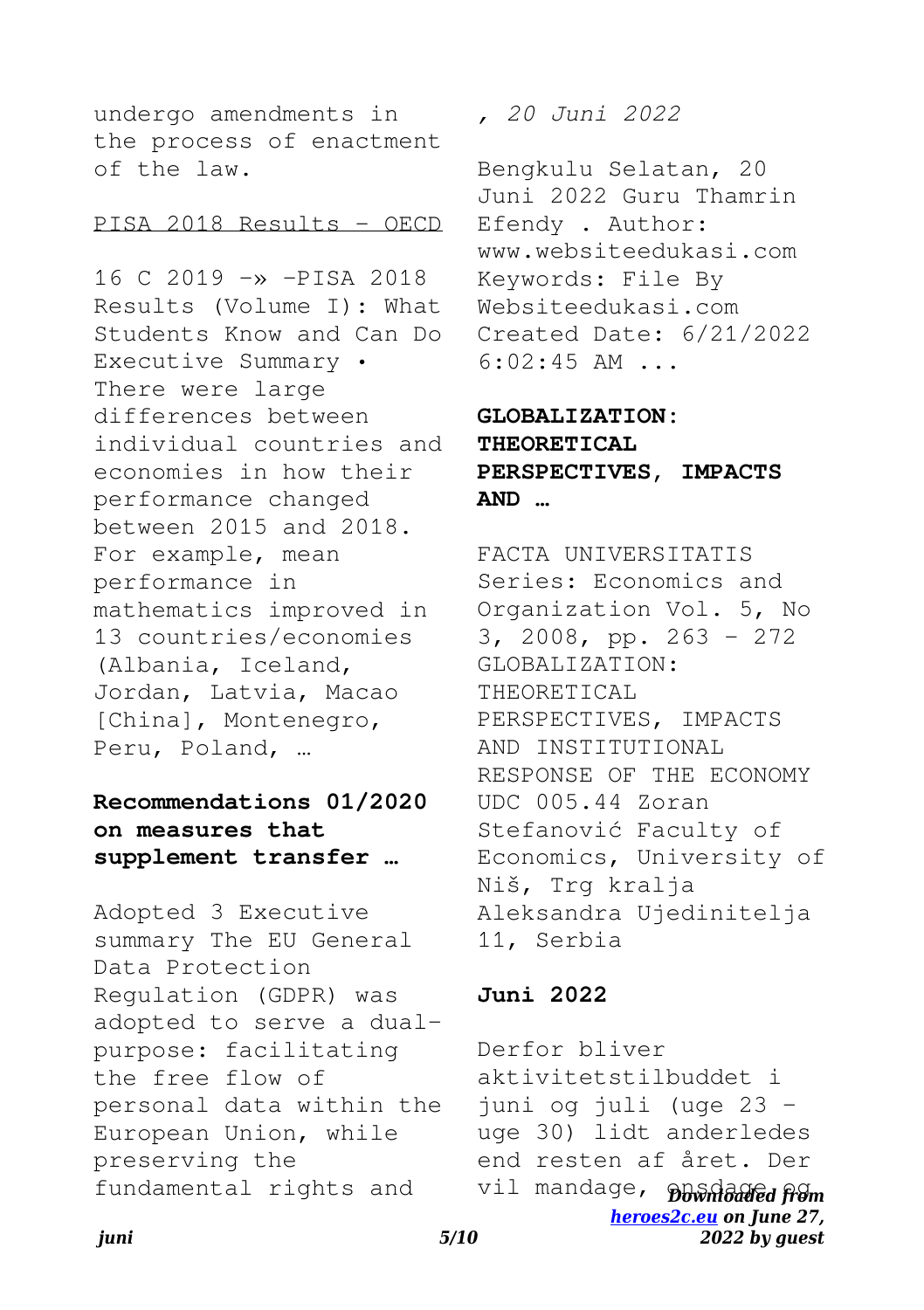undergo amendments in the process of enactment of the law.

PISA 2018 Results - OECD

16 C 2019 -» -PISA 2018 Results (Volume I): What Students Know and Can Do Executive Summary • There were large differences between individual countries and economies in how their performance changed between 2015 and 2018. For example, mean performance in mathematics improved in 13 countries/economies (Albania, Iceland, Jordan, Latvia, Macao [China], Montenegro, Peru, Poland, …

## Recommendations 01/2020 on measures that supplement transfer …

Adopted 3 Executive summary The EU General Data Protection Regulation (GDPR) was adopted to serve a dual-purpose: facilitating the free flow of personal data within the European Union, while preserving the fundamental rights and

*, 20 Juni 2022*

Bengkulu Selatan, 20 Juni 2022 Guru Thamrin Efendy . Author: www.websiteedukasi.com Keywords: File By Websiteedukasi.com Created Date: 6/21/2022 6:02:45 AM ...

## GLOBALIZATION: THEORETICAL PERSPECTIVES, IMPACTS AND …

FACTA UNIVERSITATIS Series: Economics and Organization Vol. 5, No 3, 2008, pp. 263 - 272 GLOBALIZATION: THEORETICAL PERSPECTIVES, IMPACTS AND INSTITUTIONAL RESPONSE OF THE ECONOMY UDC 005.44 Zoran Stefanović Faculty of Economics, University of Niš, Trg kralja Aleksandra Ujedinitelja 11, Serbia

## Juni 2022

Derfor bliver aktivitetstilbuddet i juni og juli (uge 23 - uge 30) lidt anderledes end resten af året. Der vil mandage, onsdage og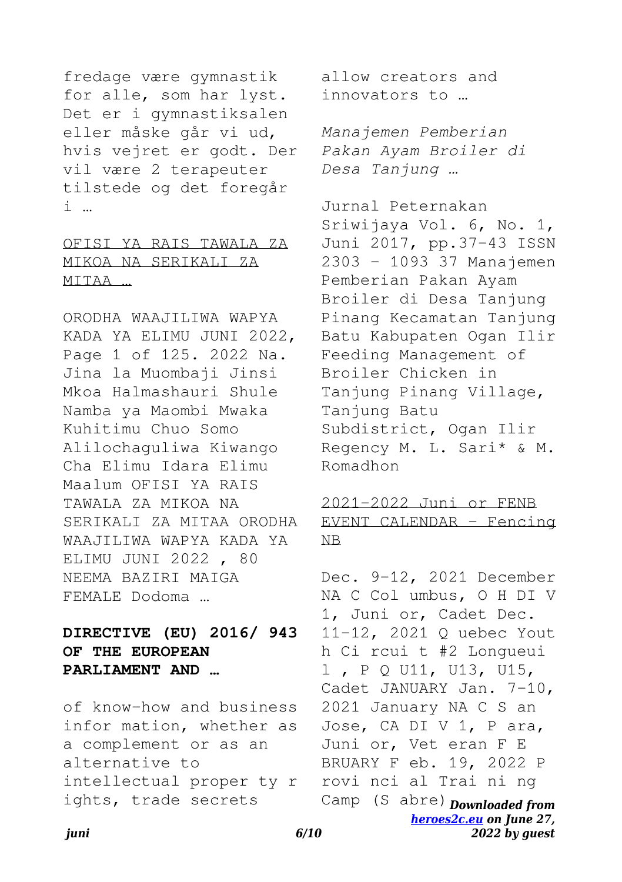fredage være gymnastik for alle, som har lyst. Det er i gymnastiksalen eller måske går vi ud, hvis vejret er godt. Der vil være 2 terapeuter tilstede og det foregår i …

OFISI YA RAIS TAWALA ZA MIKOA NA SERIKALI ZA MITAA …

ORODHA WAAJILIWA WAPYA KADA YA ELIMU JUNI 2022, Page 1 of 125. 2022 Na. Jina la Muombaji Jinsi Mkoa Halmashauri Shule Namba ya Maombi Mwaka Kuhitimu Chuo Somo Alilochaguliwa Kiwango Cha Elimu Idara Elimu Maalum OFISI YA RAIS TAWALA ZA MIKOA NA SERIKALI ZA MITAA ORODHA WAAJILIWA WAPYA KADA YA ELIMU JUNI 2022 , 80 NEEMA BAZIRI MAIGA FEMALE Dodoma …

**DIRECTIVE (EU) 2016/ 943 OF THE EUROPEAN PARLIAMENT AND …**

of know-how and business infor mation, whether as a complement or as an alternative to intellectual proper ty r ights, trade secrets allow creators and innovators to …

*Manajemen Pemberian Pakan Ayam Broiler di Desa Tanjung …*

Jurnal Peternakan Sriwijaya Vol. 6, No. 1, Juni 2017, pp.37-43 ISSN 2303 – 1093 37 Manajemen Pemberian Pakan Ayam Broiler di Desa Tanjung Pinang Kecamatan Tanjung Batu Kabupaten Ogan Ilir Feeding Management of Broiler Chicken in Tanjung Pinang Village, Tanjung Batu Subdistrict, Ogan Ilir Regency M. L. Sari* & M. Romadhon

2021-2022 Juni or FENB EVENT CALENDAR - Fencing NB

Dec. 9-12, 2021 December NA C Col umbus, O H DI V 1, Juni or, Cadet Dec. 11-12, 2021 Q uebec Yout h Ci rcui t #2 Longueui l , P Q U11, U13, U15, Cadet JANUARY Jan. 7-10, 2021 January NA C S an Jose, CA DI V 1, P ara, Juni or, Vet eran F E BRUARY F eb. 19, 2022 P rovi nci al Trai ni ng Camp (S abre)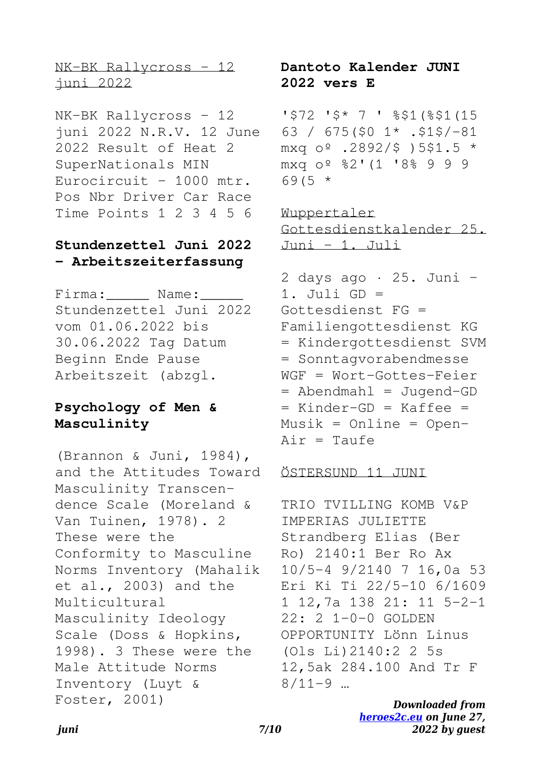NK-BK Rallycross – 12 juni 2022

NK-BK Rallycross - 12 juni 2022 N.R.V. 12 June 2022 Result of Heat 2 SuperNationals MIN Eurocircuit - 1000 mtr. Pos Nbr Driver Car Race Time Points 1 2 3 4 5 6

## Stundenzettel Juni 2022 - Arbeitszeiterfassung

Firma:_____ Name:_____ Stundenzettel Juni 2022 vom 01.06.2022 bis 30.06.2022 Tag Datum Beginn Ende Pause Arbeitszeit (abzgl.

## Psychology of Men & Masculinity

(Brannon & Juni, 1984), and the Attitudes Toward Masculinity Transcen- dence Scale (Moreland & Van Tuinen, 1978). 2 These were the Conformity to Masculine Norms Inventory (Mahalik et al., 2003) and the Multicultural Masculinity Ideology Scale (Doss & Hopkins, 1998). 3 These were the Male Attitude Norms Inventory (Luyt & Foster, 2001)

## Dantoto Kalender JUNI 2022 vers E

'$72 '$* 7 ' %$1(%$1(15 63 / 675($0 1* .$1$/-81 mxq oº .2892/$ )5$1.5 * mxq oº %2'(1 '8% 9 9 9 69(5 *

Wuppertaler Gottesdienstkalender 25. Juni – 1. Juli

2 days ago · 25. Juni – 1. Juli GD = Gottesdienst FG = Familiengottesdienst KG = Kindergottesdienst SVM = Sonntagvorabendmesse WGF = Wort-Gottes-Feier = Abendmahl = Jugend-GD = Kinder-GD = Kaffee = Musik = Online = Open-Air = Taufe

ÖSTERSUND 11 JUNI

TRIO TVILLING KOMB V&P IMPERIAS JULIETTE Strandberg Elias (Ber Ro) 2140:1 Ber Ro Ax 10/5-4 9/2140 7 16,0a 53 Eri Ki Ti 22/5-10 6/1609 1 12,7a 138 21: 11 5-2-1 22: 2 1-0-0 GOLDEN OPPORTUNITY Lönn Linus (Ols Li)2140:2 2 5s 12,5ak 284.100 And Tr F 8/11-9 …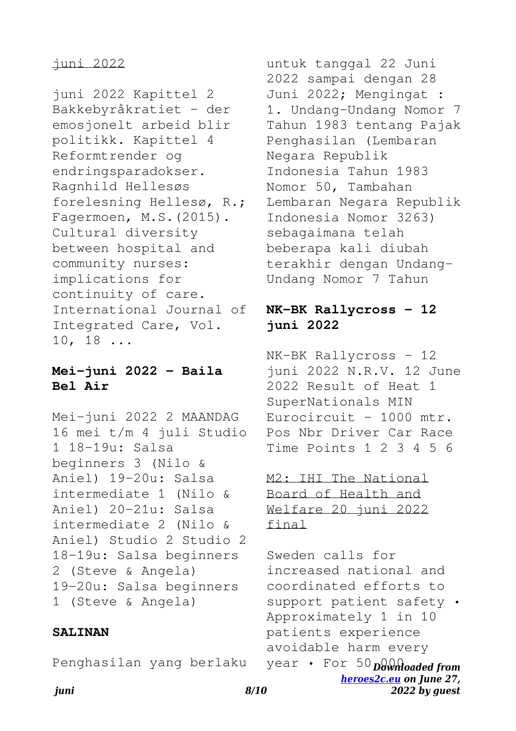juni 2022

juni 2022 Kapittel 2 Bakkebyråkratiet – der emosjonelt arbeid blir politikk. Kapittel 4 Reformtrender og endringsparadokser. Ragnhild Hellesøs forelesning Hellesø, R.; Fagermoen, M.S.(2015). Cultural diversity between hospital and community nurses: implications for continuity of care. International Journal of Integrated Care, Vol. 10, 18 ...

## Mei-juni 2022 - Baila Bel Air

Mei-juni 2022 2 MAANDAG 16 mei t/m 4 juli Studio 1 18-19u: Salsa beginners 3 (Nilo & Aniel) 19-20u: Salsa intermediate 1 (Nilo & Aniel) 20-21u: Salsa intermediate 2 (Nilo & Aniel) Studio 2 Studio 2 18-19u: Salsa beginners 2 (Steve & Angela) 19-20u: Salsa beginners 1 (Steve & Angela)

## SALINAN

Penghasilan yang berlaku untuk tanggal 22 Juni 2022 sampai dengan 28 Juni 2022; Mengingat : 1. Undang-Undang Nomor 7 Tahun 1983 tentang Pajak Penghasilan (Lembaran Negara Republik Indonesia Tahun 1983 Nomor 50, Tambahan Lembaran Negara Republik Indonesia Nomor 3263) sebagaimana telah beberapa kali diubah terakhir dengan Undang-Undang Nomor 7 Tahun

## NK-BK Rallycross - 12 juni 2022

NK-BK Rallycross - 12 juni 2022 N.R.V. 12 June 2022 Result of Heat 1 SuperNationals MIN Eurocircuit - 1000 mtr. Pos Nbr Driver Car Race Time Points 1 2 3 4 5 6

M2: IHI The National Board of Health and Welfare 20 juni 2022 final

Sweden calls for increased national and coordinated efforts to support patient safety • Approximately 1 in 10 patients experience avoidable harm every year • For 50 000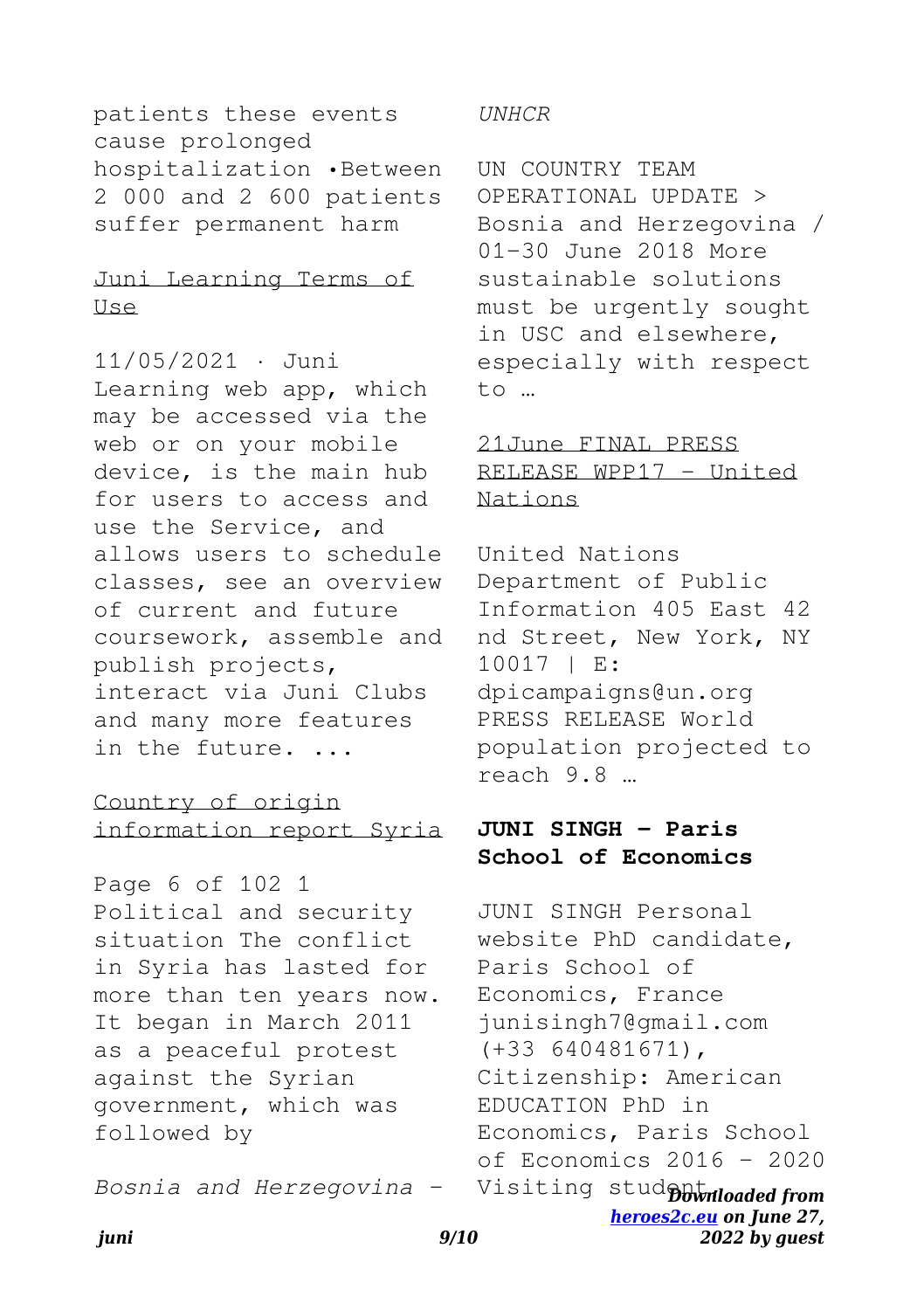patients these events cause prolonged hospitalization •Between 2 000 and 2 600 patients suffer permanent harm

Juni Learning Terms of Use

11/05/2021 · Juni Learning web app, which may be accessed via the web or on your mobile device, is the main hub for users to access and use the Service, and allows users to schedule classes, see an overview of current and future coursework, assemble and publish projects, interact via Juni Clubs and many more features in the future. ...

Country of origin information report Syria

Page 6 of 102 1 Political and security situation The conflict in Syria has lasted for more than ten years now. It began in March 2011 as a peaceful protest against the Syrian government, which was followed by

*Bosnia and Herzegovina - UNHCR*

UN COUNTRY TEAM OPERATIONAL UPDATE > Bosnia and Herzegovina / 01-30 June 2018 More sustainable solutions must be urgently sought in USC and elsewhere, especially with respect to …

21June FINAL PRESS RELEASE WPP17 - United Nations

United Nations Department of Public Information 405 East 42 nd Street, New York, NY 10017 | E: dpicampaigns@un.org PRESS RELEASE World population projected to reach 9.8 …

**JUNI SINGH - Paris School of Economics**

JUNI SINGH Personal website PhD candidate, Paris School of Economics, France junisingh7@gmail.com (+33 640481671), Citizenship: American EDUCATION PhD in Economics, Paris School of Economics 2016 - 2020 Visiting student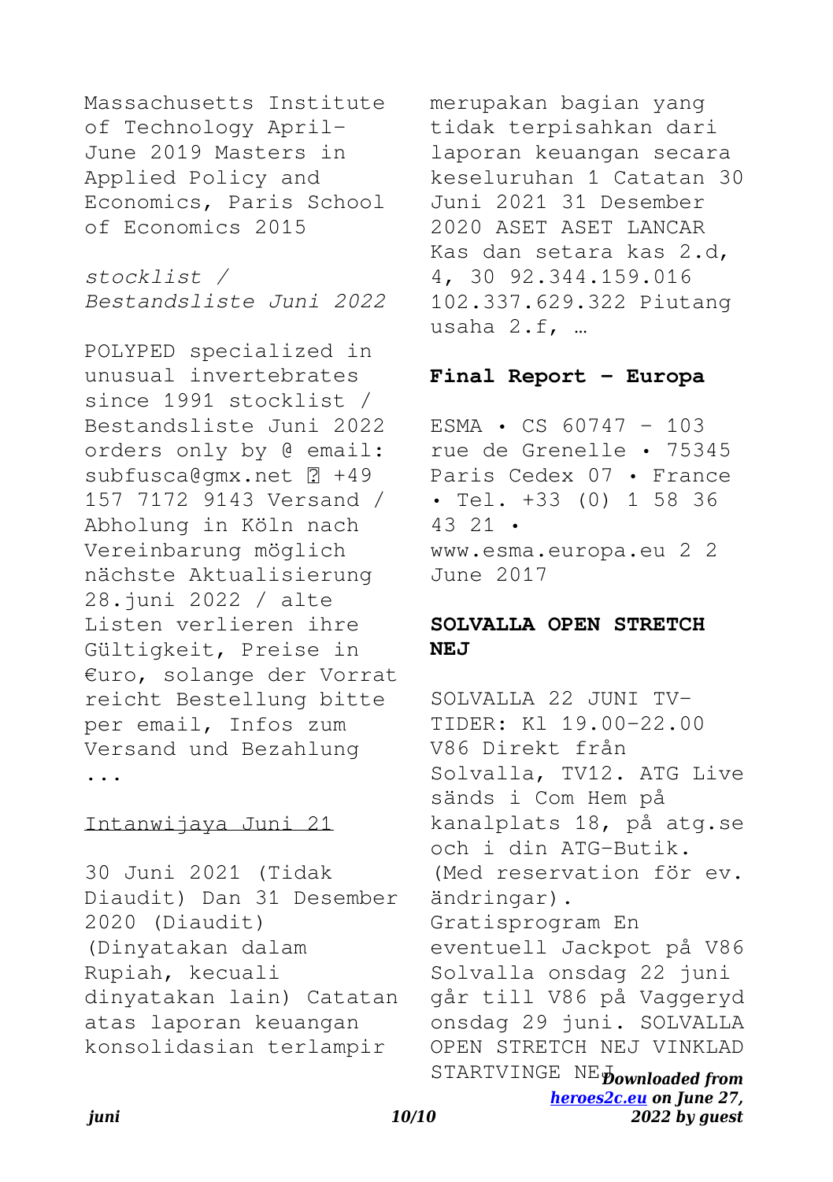Massachusetts Institute of Technology April-June 2019 Masters in Applied Policy and Economics, Paris School of Economics 2015

*stocklist / Bestandsliste Juni 2022*

POLYPED specialized in unusual invertebrates since 1991 stocklist / Bestandsliste Juni 2022 orders only by @ email: subfusca@gmx.net ✆ +49 157 7172 9143 Versand / Abholung in Köln nach Vereinbarung möglich nächste Aktualisierung 28.juni 2022 / alte Listen verlieren ihre Gültigkeit, Preise in €uro, solange der Vorrat reicht Bestellung bitte per email, Infos zum Versand und Bezahlung ...

Intanwijaya Juni 21

30 Juni 2021 (Tidak Diaudit) Dan 31 Desember 2020 (Diaudit) (Dinyatakan dalam Rupiah, kecuali dinyatakan lain) Catatan atas laporan keuangan konsolidasian terlampir merupakan bagian yang tidak terpisahkan dari laporan keuangan secara keseluruhan 1 Catatan 30 Juni 2021 31 Desember 2020 ASET ASET LANCAR Kas dan setara kas 2.d, 4, 30 92.344.159.016 102.337.629.322 Piutang usaha 2.f, …

**Final Report - Europa**

ESMA • CS 60747 – 103 rue de Grenelle • 75345 Paris Cedex 07 • France • Tel. +33 (0) 1 58 36 43 21 • www.esma.europa.eu 2 2 June 2017

**SOLVALLA OPEN STRETCH NEJ**

SOLVALLA 22 JUNI TV-TIDER: Kl 19.00-22.00 V86 Direkt från Solvalla, TV12. ATG Live sänds i Com Hem på kanalplats 18, på atg.se och i din ATG-Butik. (Med reservation för ev. ändringar). Gratisprogram En eventuell Jackpot på V86 Solvalla onsdag 22 juni går till V86 på Vaggeryd onsdag 29 juni. SOLVALLA OPEN STRETCH NEJ VINKLAD STARTVINGE NEJ